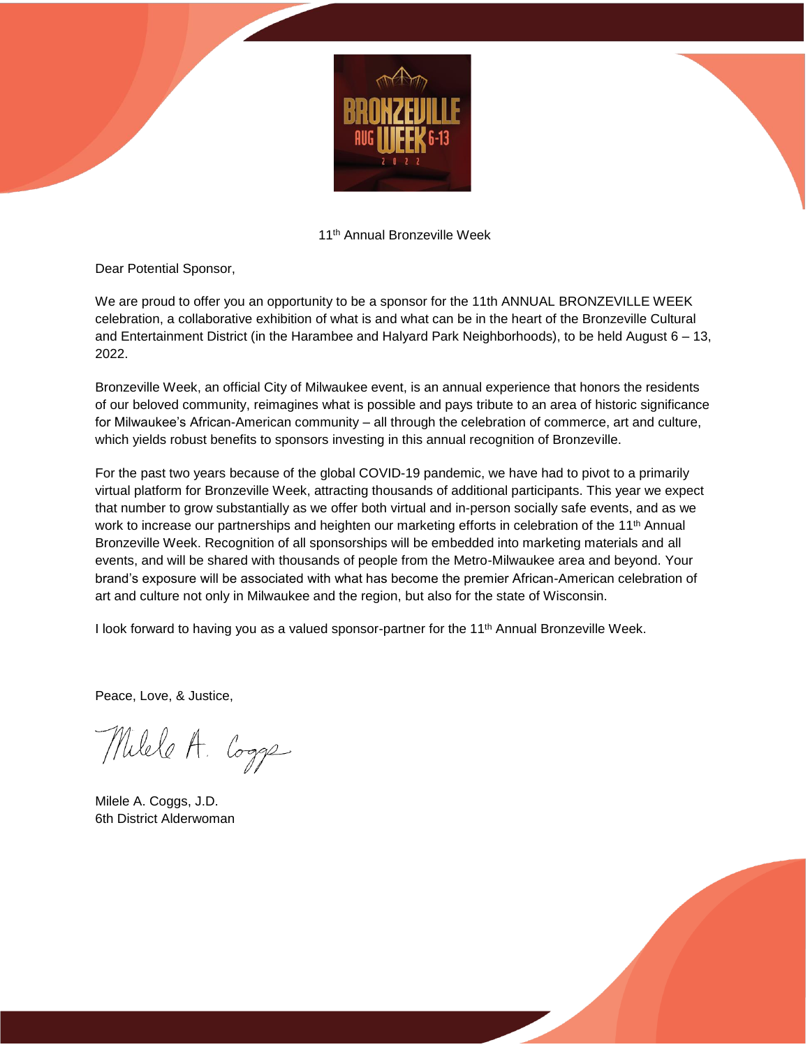11th Annual Bronzeville Week

Dear Potential Sponsor,

We are proud to offer you an opportunity to be a sponsor for the 11th ANNUAL BRONZEVILLE WEEK celebration, a collaborative exhibition of what is and what can be in the heart of the Bronzeville Cultural and Entertainment District (in the Harambee and Halyard Park Neighborhoods), to be held August 6 – 13, 2022.

Bronzeville Week, an official City of Milwaukee event, is an annual experience that honors the residents of our beloved community, reimagines what is possible and pays tribute to an area of historic significance for Milwaukee's African-American community – all through the celebration of commerce, art and culture, which yields robust benefits to sponsors investing in this annual recognition of Bronzeville.

For the past two years because of the global COVID-19 pandemic, we have had to pivot to a primarily virtual platform for Bronzeville Week, attracting thousands of additional participants. This year we expect that number to grow substantially as we offer both virtual and in-person socially safe events, and as we work to increase our partnerships and heighten our marketing efforts in celebration of the 11th Annual Bronzeville Week. Recognition of all sponsorships will be embedded into marketing materials and all events, and will be shared with thousands of people from the Metro-Milwaukee area and beyond. Your brand's exposure will be associated with what has become the premier African-American celebration of art and culture not only in Milwaukee and the region, but also for the state of Wisconsin.

I look forward to having you as a valued sponsor-partner for the 11th Annual Bronzeville Week.

Peace, Love, & Justice,

Milele A. Coggs

Milele A. Coggs, J.D.
6th District Alderwoman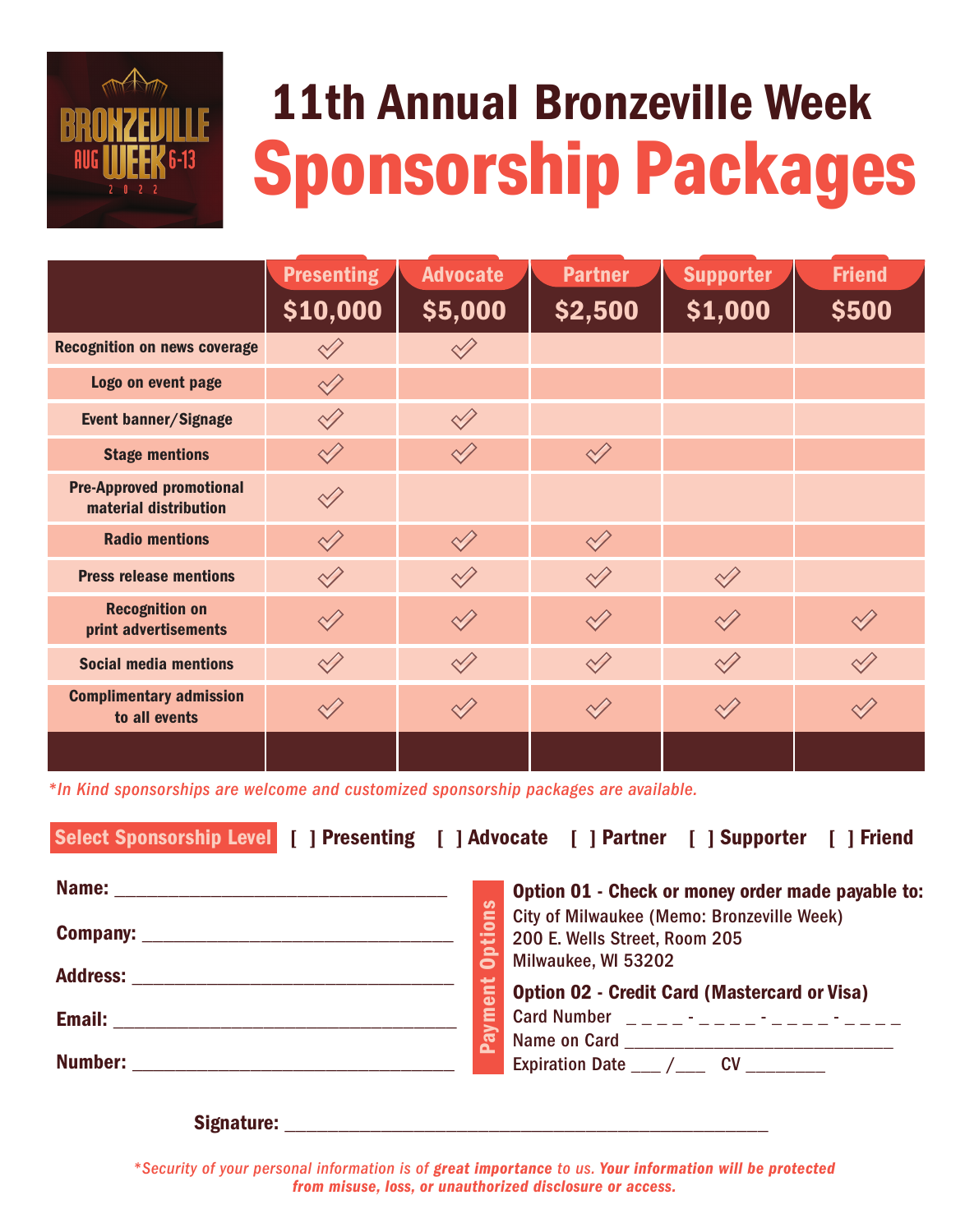# 11th Annual Bronzeville Week

# Sponsorship Packages

| | Presenting $10,000 | Advocate $5,000 | Partner $2,500 | Supporter $1,000 | Friend $500 |
|---|---|---|---|---|---|
| Recognition on news coverage | ✓ | ✓ | | | |
| Logo on event page | ✓ | | | | |
| Event banner/Signage | ✓ | ✓ | | | |
| Stage mentions | ✓ | ✓ | ✓ | | |
| Pre-Approved promotional material distribution | ✓ | | | | |
| Radio mentions | ✓ | ✓ | ✓ | | |
| Press release mentions | ✓ | ✓ | ✓ | ✓ | |
| Recognition on print advertisements | ✓ | ✓ | ✓ | ✓ | ✓ |
| Social media mentions | ✓ | ✓ | ✓ | ✓ | ✓ |
| Complimentary admission to all events | ✓ | ✓ | ✓ | ✓ | ✓ |

*\*In Kind sponsorships are welcome and customized sponsorship packages are available.*

**Select Sponsorship Level** [ ] Presenting [ ] Advocate [ ] Partner [ ] Supporter [ ] Friend

**Name:** ________________________________

**Company:** ________________________________

**Address:** ________________________________

**Email:** ________________________________

**Number:** ________________________________

**Payment Options**

**Option 01 - Check or money order made payable to:**
City of Milwaukee (Memo: Bronzeville Week)
200 E. Wells Street, Room 205
Milwaukee, WI 53202

**Option 02 - Credit Card (Mastercard or Visa)**
Card Number _ _ _ _ - _ _ _ _ - _ _ _ _ - _ _ _ _
Name on Card ____________________________
Expiration Date ___ /___ CV ________

**Signature:** ____________________________________________

*\*Security of your personal information is of **great importance** to us. **Your information will be protected from misuse, loss, or unauthorized disclosure or access.***